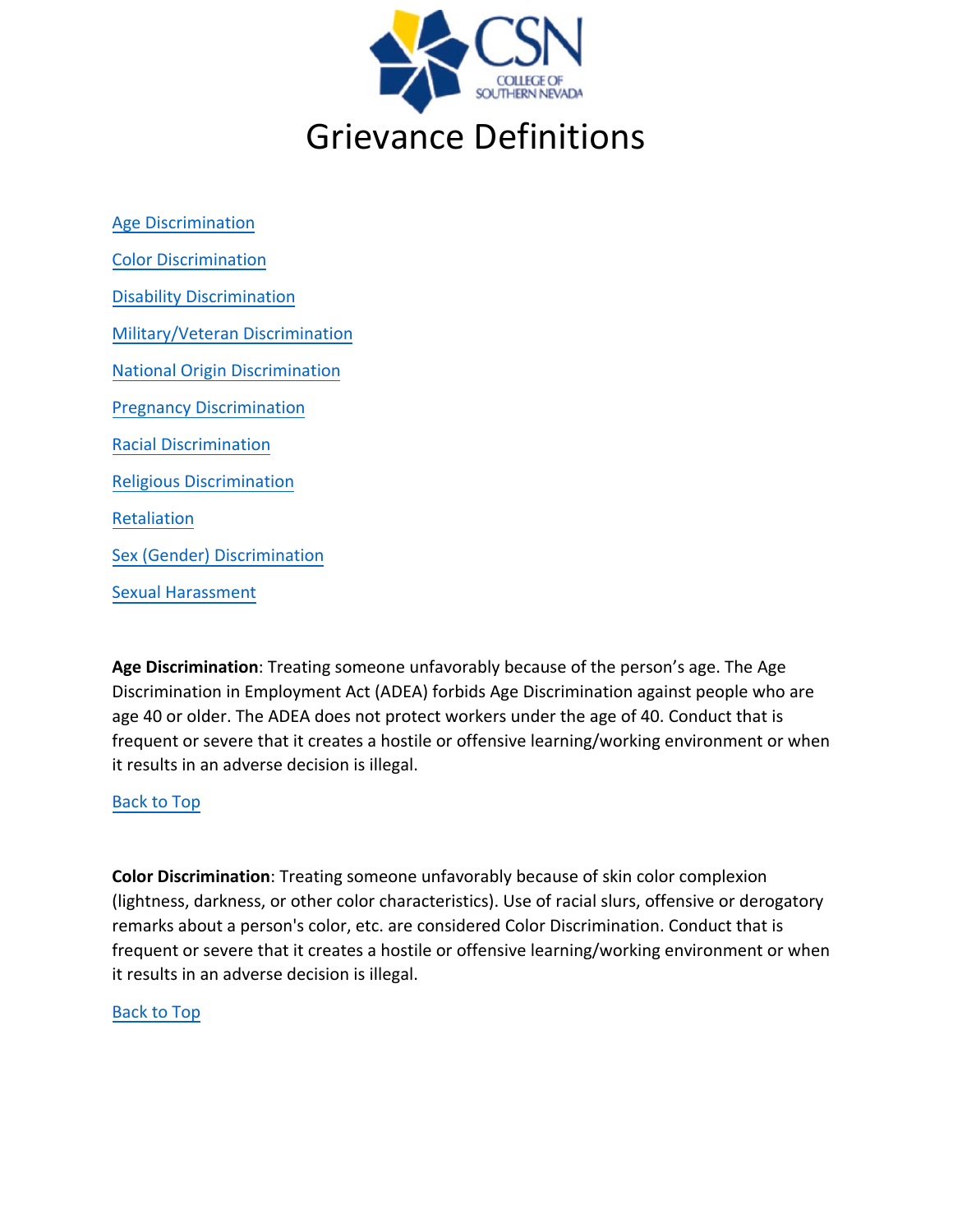# Grievance Definitions

[Age Discrimination](#)

[Color Discrimination](#)

[Disability Discrimination](#)

[Military/Veteran Discrimination](#)

[National Origin Discrimination](#)

[Pregnancy Discrimination](#)

[Racial Discrimination](#)

[Religious Discrimination](#)

[Retaliation](#)

[Sex (Gender) Discrimination](#)

[Sexual Harassment](#)

**Age Discrimination**: Treating someone unfavorably because of the person's age. The Age Discrimination in Employment Act (ADEA) forbids Age Discrimination against people who are age 40 or older. The ADEA does not protect workers under the age of 40. Conduct that is frequent or severe that it creates a hostile or offensive learning/working environment or when it results in an adverse decision is illegal.

[Back to Top](#)

**Color Discrimination**: Treating someone unfavorably because of skin color complexion (lightness, darkness, or other color characteristics). Use of racial slurs, offensive or derogatory remarks about a person's color, etc. are considered Color Discrimination. Conduct that is frequent or severe that it creates a hostile or offensive learning/working environment or when it results in an adverse decision is illegal.

[Back to Top](#)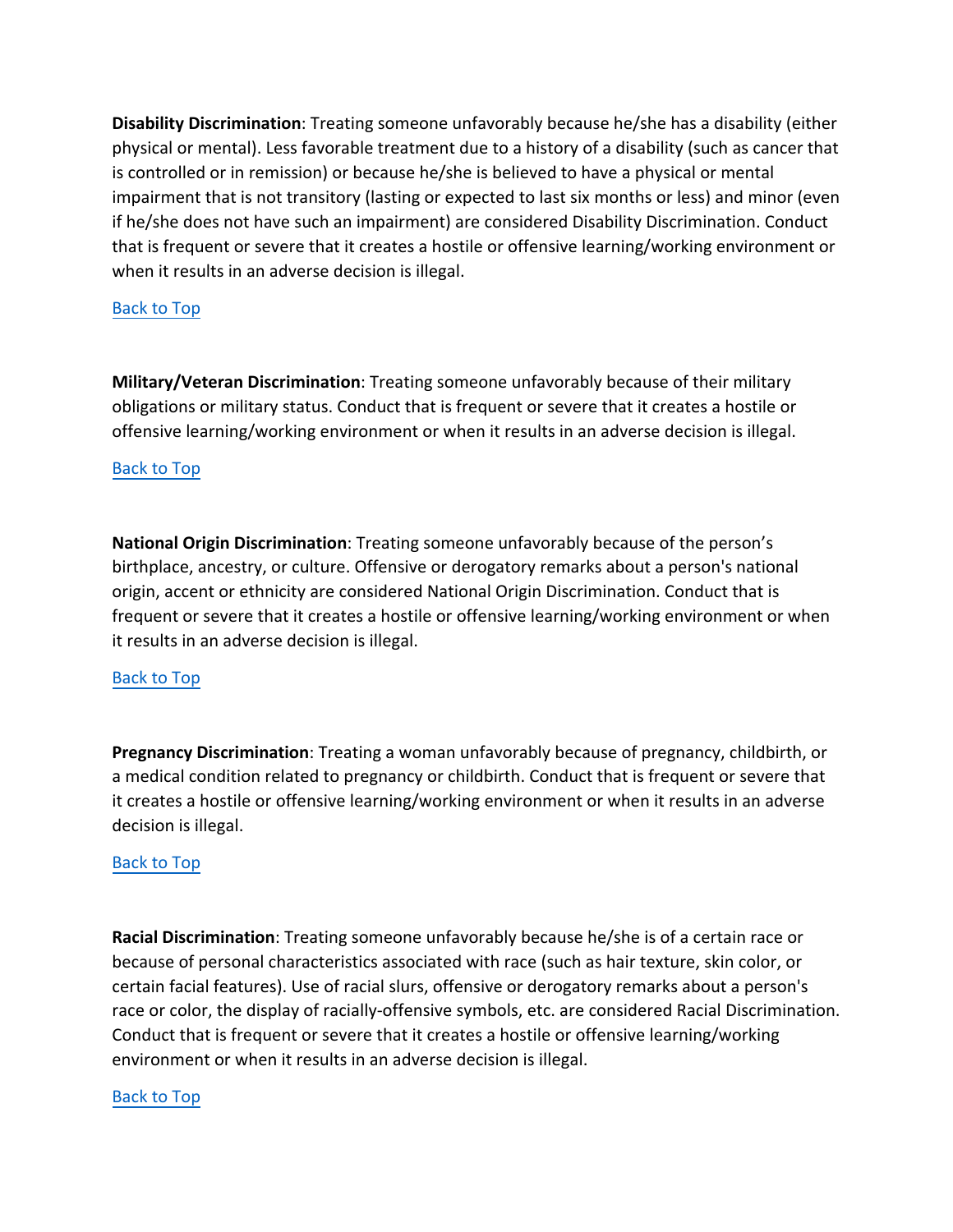**Disability Discrimination**: Treating someone unfavorably because he/she has a disability (either physical or mental). Less favorable treatment due to a history of a disability (such as cancer that is controlled or in remission) or because he/she is believed to have a physical or mental impairment that is not transitory (lasting or expected to last six months or less) and minor (even if he/she does not have such an impairment) are considered Disability Discrimination. Conduct that is frequent or severe that it creates a hostile or offensive learning/working environment or when it results in an adverse decision is illegal.

Back to Top

**Military/Veteran Discrimination**: Treating someone unfavorably because of their military obligations or military status. Conduct that is frequent or severe that it creates a hostile or offensive learning/working environment or when it results in an adverse decision is illegal.

Back to Top

**National Origin Discrimination**: Treating someone unfavorably because of the person's birthplace, ancestry, or culture. Offensive or derogatory remarks about a person's national origin, accent or ethnicity are considered National Origin Discrimination. Conduct that is frequent or severe that it creates a hostile or offensive learning/working environment or when it results in an adverse decision is illegal.

Back to Top

**Pregnancy Discrimination**: Treating a woman unfavorably because of pregnancy, childbirth, or a medical condition related to pregnancy or childbirth. Conduct that is frequent or severe that it creates a hostile or offensive learning/working environment or when it results in an adverse decision is illegal.

Back to Top

**Racial Discrimination**: Treating someone unfavorably because he/she is of a certain race or because of personal characteristics associated with race (such as hair texture, skin color, or certain facial features). Use of racial slurs, offensive or derogatory remarks about a person's race or color, the display of racially-offensive symbols, etc. are considered Racial Discrimination. Conduct that is frequent or severe that it creates a hostile or offensive learning/working environment or when it results in an adverse decision is illegal.

Back to Top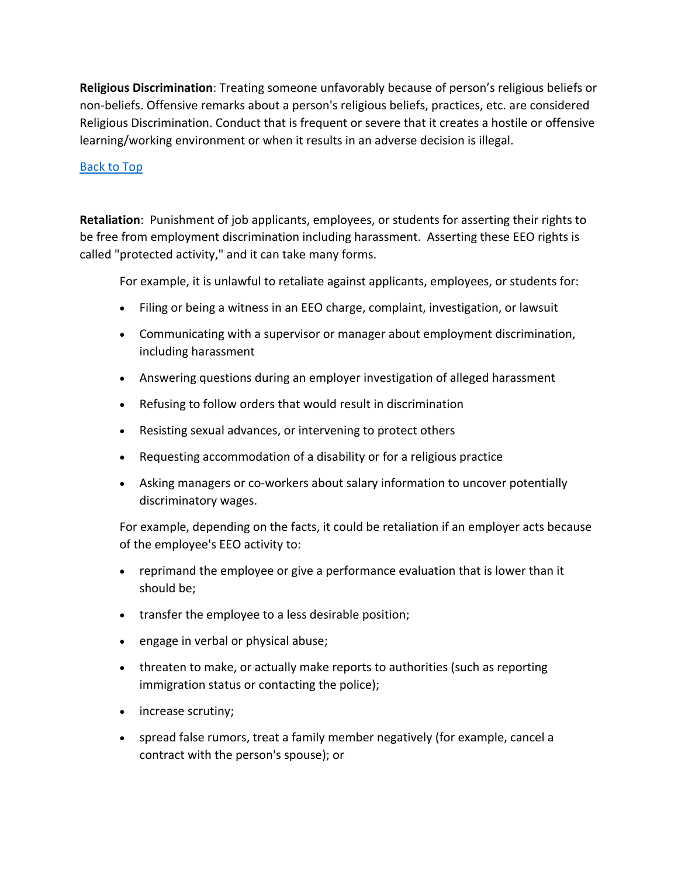**Religious Discrimination**: Treating someone unfavorably because of person's religious beliefs or non-beliefs. Offensive remarks about a person's religious beliefs, practices, etc. are considered Religious Discrimination. Conduct that is frequent or severe that it creates a hostile or offensive learning/working environment or when it results in an adverse decision is illegal.

[Back to Top]

**Retaliation**: Punishment of job applicants, employees, or students for asserting their rights to be free from employment discrimination including harassment. Asserting these EEO rights is called "protected activity," and it can take many forms.

For example, it is unlawful to retaliate against applicants, employees, or students for:

- Filing or being a witness in an EEO charge, complaint, investigation, or lawsuit
- Communicating with a supervisor or manager about employment discrimination, including harassment
- Answering questions during an employer investigation of alleged harassment
- Refusing to follow orders that would result in discrimination
- Resisting sexual advances, or intervening to protect others
- Requesting accommodation of a disability or for a religious practice
- Asking managers or co-workers about salary information to uncover potentially discriminatory wages.

For example, depending on the facts, it could be retaliation if an employer acts because of the employee's EEO activity to:

- reprimand the employee or give a performance evaluation that is lower than it should be;
- transfer the employee to a less desirable position;
- engage in verbal or physical abuse;
- threaten to make, or actually make reports to authorities (such as reporting immigration status or contacting the police);
- increase scrutiny;
- spread false rumors, treat a family member negatively (for example, cancel a contract with the person's spouse); or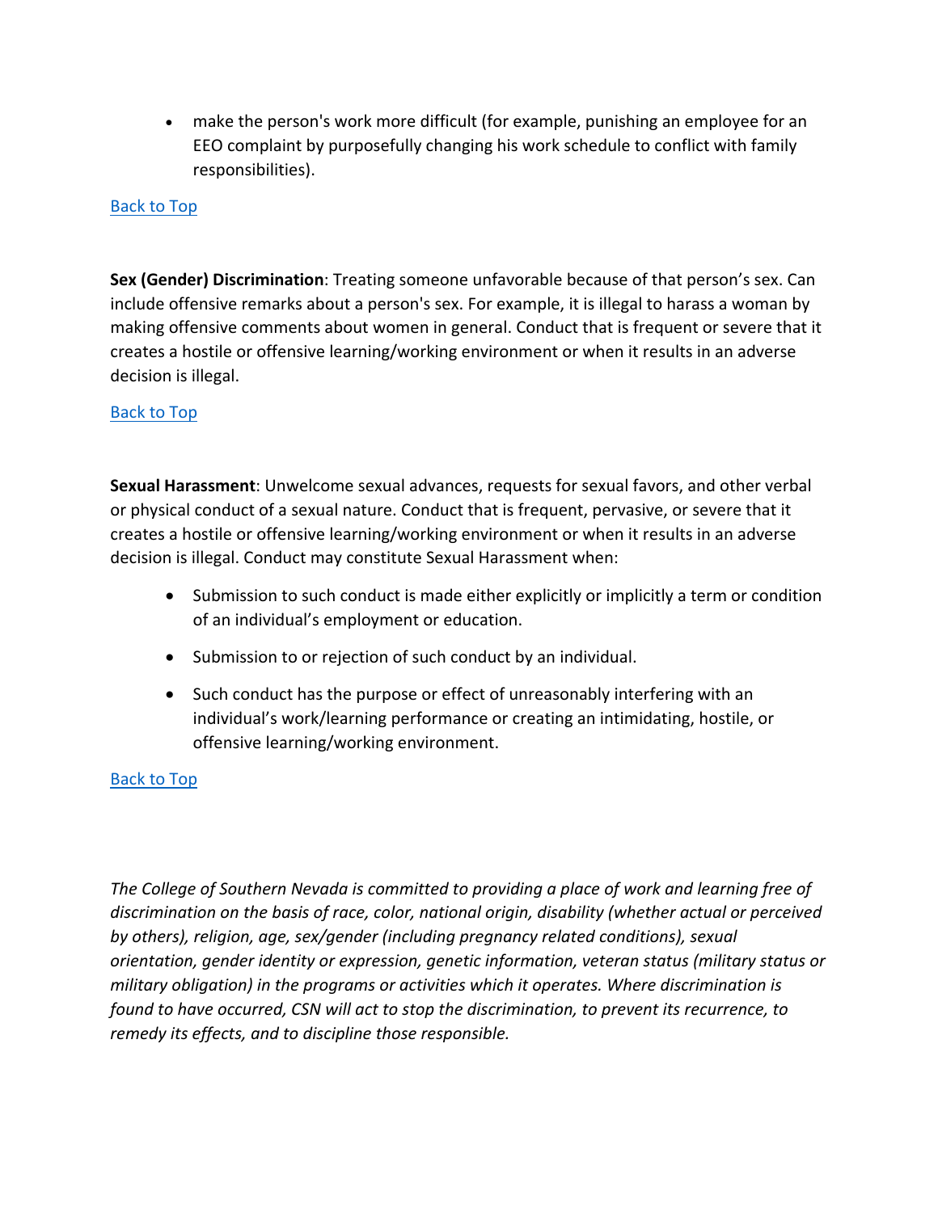- make the person's work more difficult (for example, punishing an employee for an EEO complaint by purposefully changing his work schedule to conflict with family responsibilities).

Back to Top

**Sex (Gender) Discrimination**: Treating someone unfavorable because of that person's sex. Can include offensive remarks about a person's sex. For example, it is illegal to harass a woman by making offensive comments about women in general. Conduct that is frequent or severe that it creates a hostile or offensive learning/working environment or when it results in an adverse decision is illegal.

Back to Top

**Sexual Harassment**: Unwelcome sexual advances, requests for sexual favors, and other verbal or physical conduct of a sexual nature. Conduct that is frequent, pervasive, or severe that it creates a hostile or offensive learning/working environment or when it results in an adverse decision is illegal. Conduct may constitute Sexual Harassment when:

- Submission to such conduct is made either explicitly or implicitly a term or condition of an individual's employment or education.
- Submission to or rejection of such conduct by an individual.
- Such conduct has the purpose or effect of unreasonably interfering with an individual's work/learning performance or creating an intimidating, hostile, or offensive learning/working environment.

Back to Top

*The College of Southern Nevada is committed to providing a place of work and learning free of discrimination on the basis of race, color, national origin, disability (whether actual or perceived by others), religion, age, sex/gender (including pregnancy related conditions), sexual orientation, gender identity or expression, genetic information, veteran status (military status or military obligation) in the programs or activities which it operates. Where discrimination is found to have occurred, CSN will act to stop the discrimination, to prevent its recurrence, to remedy its effects, and to discipline those responsible.*